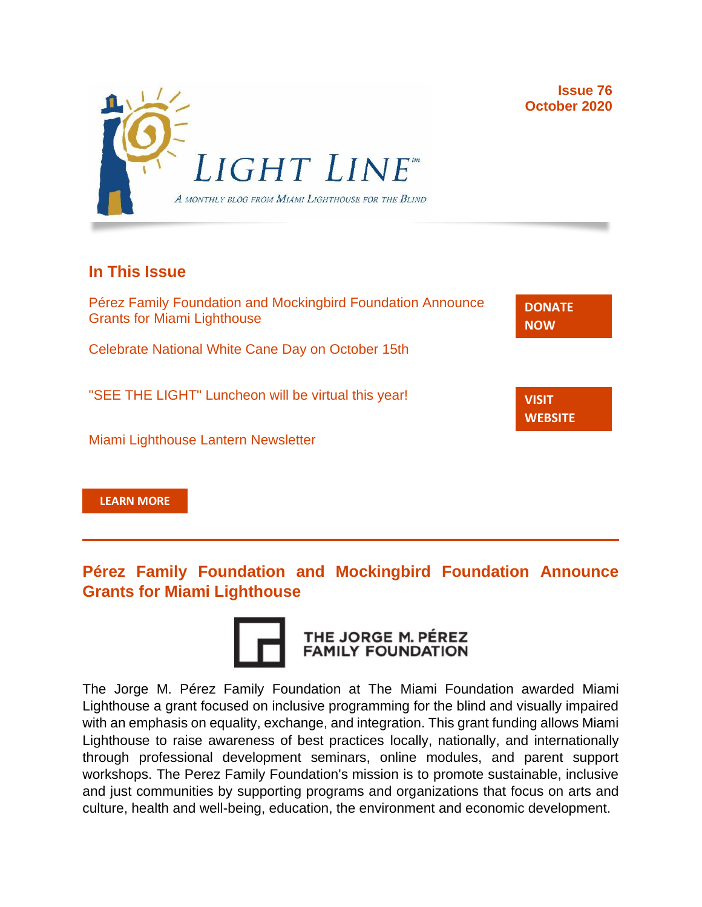# LIGHT LINE™

*A monthly blog from Miami Lighthouse for the Blind*

**Issue 76**
**October 2020**

## In This Issue

Pérez Family Foundation and Mockingbird Foundation Announce Grants for Miami Lighthouse

Celebrate National White Cane Day on October 15th

"SEE THE LIGHT" Luncheon will be virtual this year!

Miami Lighthouse Lantern Newsletter

**DONATE NOW**

**VISIT WEBSITE**

**LEARN MORE**

---

## Pérez Family Foundation and Mockingbird Foundation Announce Grants for Miami Lighthouse

THE JORGE M. PÉREZ FAMILY FOUNDATION

The Jorge M. Pérez Family Foundation at The Miami Foundation awarded Miami Lighthouse a grant focused on inclusive programming for the blind and visually impaired with an emphasis on equality, exchange, and integration. This grant funding allows Miami Lighthouse to raise awareness of best practices locally, nationally, and internationally through professional development seminars, online modules, and parent support workshops. The Perez Family Foundation's mission is to promote sustainable, inclusive and just communities by supporting programs and organizations that focus on arts and culture, health and well-being, education, the environment and economic development.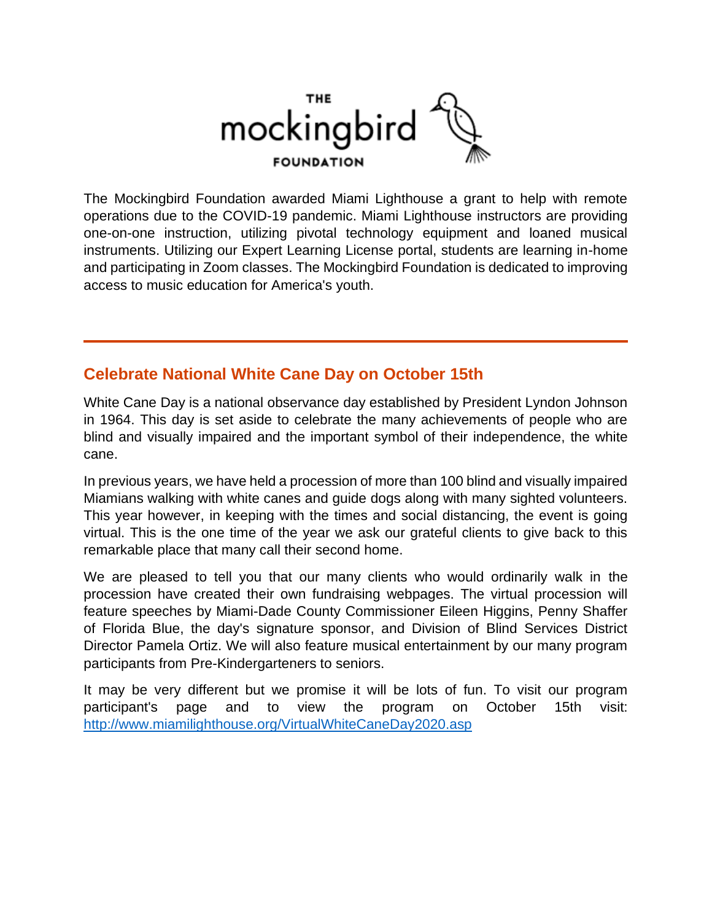The Mockingbird Foundation awarded Miami Lighthouse a grant to help with remote operations due to the COVID-19 pandemic. Miami Lighthouse instructors are providing one-on-one instruction, utilizing pivotal technology equipment and loaned musical instruments. Utilizing our Expert Learning License portal, students are learning in-home and participating in Zoom classes. The Mockingbird Foundation is dedicated to improving access to music education for America's youth.

---

## Celebrate National White Cane Day on October 15th

White Cane Day is a national observance day established by President Lyndon Johnson in 1964. This day is set aside to celebrate the many achievements of people who are blind and visually impaired and the important symbol of their independence, the white cane.

In previous years, we have held a procession of more than 100 blind and visually impaired Miamians walking with white canes and guide dogs along with many sighted volunteers. This year however, in keeping with the times and social distancing, the event is going virtual. This is the one time of the year we ask our grateful clients to give back to this remarkable place that many call their second home.

We are pleased to tell you that our many clients who would ordinarily walk in the procession have created their own fundraising webpages. The virtual procession will feature speeches by Miami-Dade County Commissioner Eileen Higgins, Penny Shaffer of Florida Blue, the day's signature sponsor, and Division of Blind Services District Director Pamela Ortiz. We will also feature musical entertainment by our many program participants from Pre-Kindergarteners to seniors.

It may be very different but we promise it will be lots of fun. To visit our program participant's page and to view the program on October 15th visit: [http://www.miamilighthouse.org/VirtualWhiteCaneDay2020.asp](http://www.miamilighthouse.org/VirtualWhiteCaneDay2020.asp)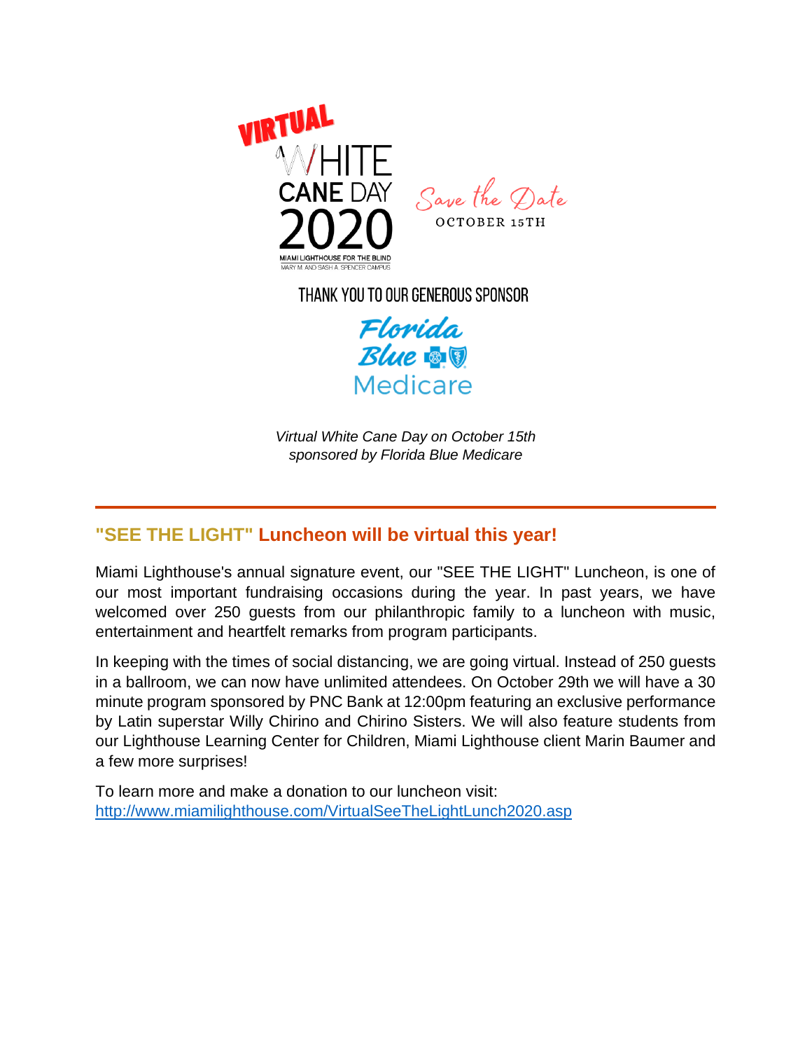VIRTUAL

WHITE CANE DAY 2020

MIAMI LIGHTHOUSE FOR THE BLIND
MARY M. AND SASH A. SPENCER CAMPUS

Save the Date
OCTOBER 15TH

THANK YOU TO OUR GENEROUS SPONSOR

Florida Blue Medicare

*Virtual White Cane Day on October 15th sponsored by Florida Blue Medicare*

---

## "SEE THE LIGHT" Luncheon will be virtual this year!

Miami Lighthouse's annual signature event, our "SEE THE LIGHT" Luncheon, is one of our most important fundraising occasions during the year. In past years, we have welcomed over 250 guests from our philanthropic family to a luncheon with music, entertainment and heartfelt remarks from program participants.

In keeping with the times of social distancing, we are going virtual. Instead of 250 guests in a ballroom, we can now have unlimited attendees. On October 29th we will have a 30 minute program sponsored by PNC Bank at 12:00pm featuring an exclusive performance by Latin superstar Willy Chirino and Chirino Sisters. We will also feature students from our Lighthouse Learning Center for Children, Miami Lighthouse client Marin Baumer and a few more surprises!

To learn more and make a donation to our luncheon visit:
[http://www.miamilighthouse.com/VirtualSeeTheLightLunch2020.asp](http://www.miamilighthouse.com/VirtualSeeTheLightLunch2020.asp)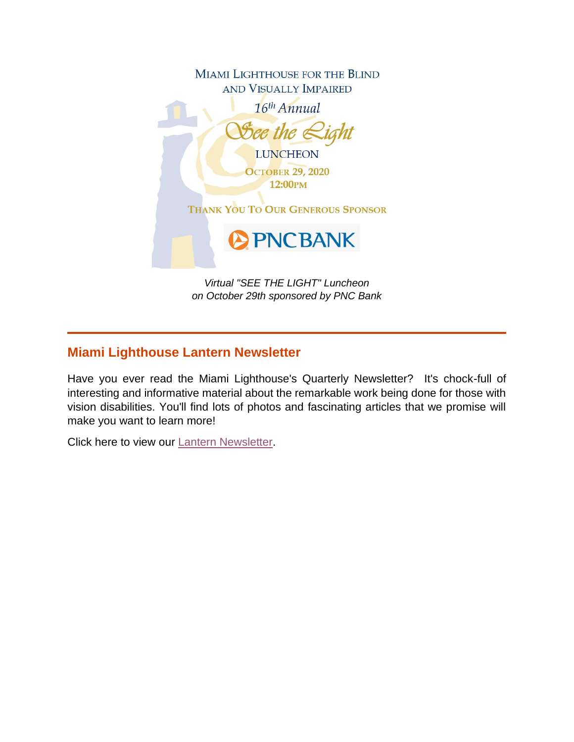MIAMI LIGHTHOUSE FOR THE BLIND AND VISUALLY IMPAIRED

16th Annual

See the Light

LUNCHEON

OCTOBER 29, 2020

12:00PM

THANK YOU TO OUR GENEROUS SPONSOR

PNCBANK

*Virtual "SEE THE LIGHT" Luncheon on October 29th sponsored by PNC Bank*

---

## Miami Lighthouse Lantern Newsletter

Have you ever read the Miami Lighthouse's Quarterly Newsletter? It's chock-full of interesting and informative material about the remarkable work being done for those with vision disabilities. You'll find lots of photos and fascinating articles that we promise will make you want to learn more!

Click here to view our Lantern Newsletter.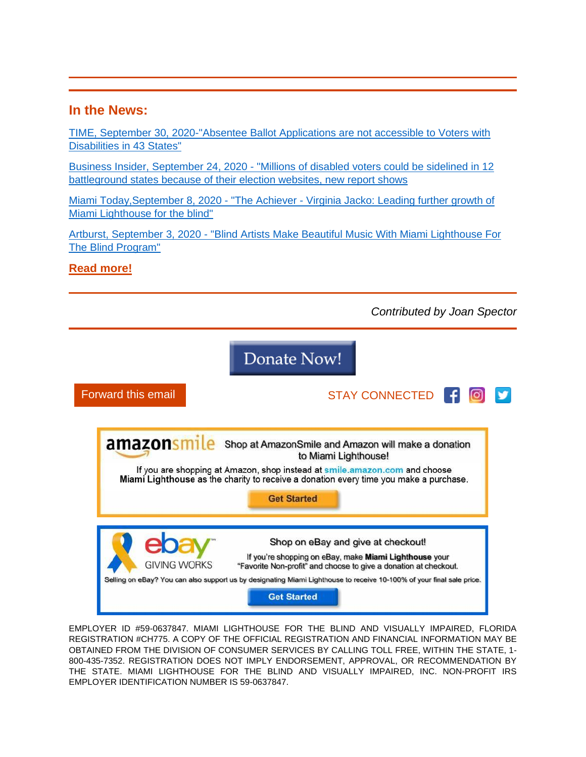## In the News:

TIME, September 30, 2020-"Absentee Ballot Applications are not accessible to Voters with Disabilities in 43 States"

Business Insider, September 24, 2020 - "Millions of disabled voters could be sidelined in 12 battleground states because of their election websites, new report shows

Miami Today,September 8, 2020 - "The Achiever - Virginia Jacko: Leading further growth of Miami Lighthouse for the blind"

Artburst, September 3, 2020 - "Blind Artists Make Beautiful Music With Miami Lighthouse For The Blind Program"

**Read more!**

*Contributed by Joan Spector*

Donate Now!

Forward this email

STAY CONNECTED

amazonsmile Shop at AmazonSmile and Amazon will make a donation to Miami Lighthouse!

If you are shopping at Amazon, shop instead at smile.amazon.com and choose **Miami Lighthouse** as the charity to receive a donation every time you make a purchase.

Get Started

ebay GIVING WORKS

Shop on eBay and give at checkout!

If you're shopping on eBay, make **Miami Lighthouse** your "Favorite Non-profit" and choose to give a donation at checkout.

Selling on eBay? You can also support us by designating Miami Lighthouse to receive 10-100% of your final sale price.

Get Started

EMPLOYER ID #59-0637847. MIAMI LIGHTHOUSE FOR THE BLIND AND VISUALLY IMPAIRED, FLORIDA REGISTRATION #CH775. A COPY OF THE OFFICIAL REGISTRATION AND FINANCIAL INFORMATION MAY BE OBTAINED FROM THE DIVISION OF CONSUMER SERVICES BY CALLING TOLL FREE, WITHIN THE STATE, 1-800-435-7352. REGISTRATION DOES NOT IMPLY ENDORSEMENT, APPROVAL, OR RECOMMENDATION BY THE STATE. MIAMI LIGHTHOUSE FOR THE BLIND AND VISUALLY IMPAIRED, INC. NON-PROFIT IRS EMPLOYER IDENTIFICATION NUMBER IS 59-0637847.